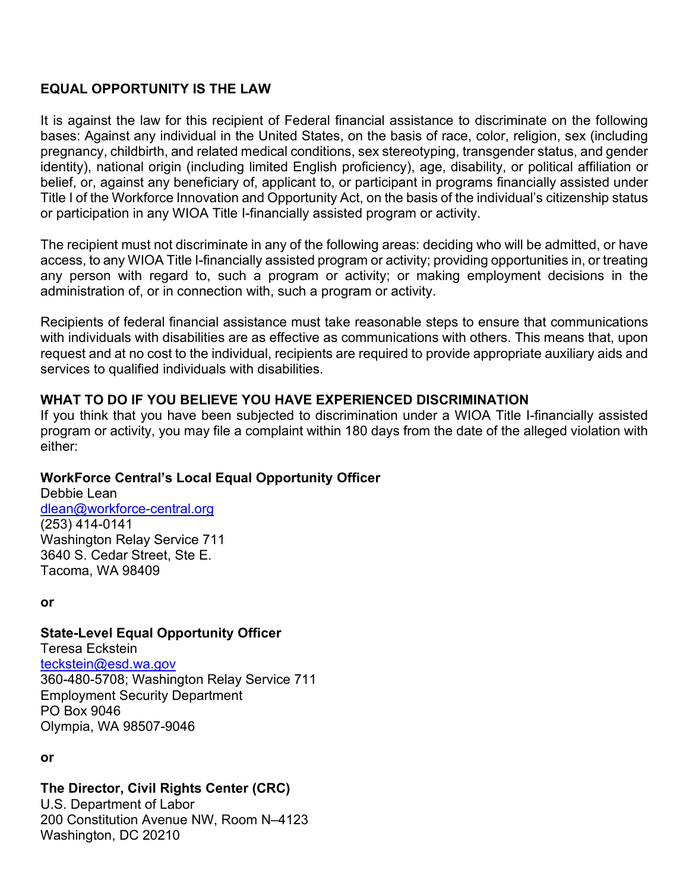## EQUAL OPPORTUNITY IS THE LAW

It is against the law for this recipient of Federal financial assistance to discriminate on the following bases: Against any individual in the United States, on the basis of race, color, religion, sex (including pregnancy, childbirth, and related medical conditions, sex stereotyping, transgender status, and gender identity), national origin (including limited English proficiency), age, disability, or political affiliation or belief, or, against any beneficiary of, applicant to, or participant in programs financially assisted under Title I of the Workforce Innovation and Opportunity Act, on the basis of the individual's citizenship status or participation in any WIOA Title I-financially assisted program or activity.

The recipient must not discriminate in any of the following areas: deciding who will be admitted, or have access, to any WIOA Title I-financially assisted program or activity; providing opportunities in, or treating any person with regard to, such a program or activity; or making employment decisions in the administration of, or in connection with, such a program or activity.

Recipients of federal financial assistance must take reasonable steps to ensure that communications with individuals with disabilities are as effective as communications with others. This means that, upon request and at no cost to the individual, recipients are required to provide appropriate auxiliary aids and services to qualified individuals with disabilities.

## WHAT TO DO IF YOU BELIEVE YOU HAVE EXPERIENCED DISCRIMINATION

If you think that you have been subjected to discrimination under a WIOA Title I-financially assisted program or activity, you may file a complaint within 180 days from the date of the alleged violation with either:

**WorkForce Central's Local Equal Opportunity Officer**
Debbie Lean
dlean@workforce-central.org
(253) 414-0141
Washington Relay Service 711
3640 S. Cedar Street, Ste E.
Tacoma, WA 98409

**or**

**State-Level Equal Opportunity Officer**
Teresa Eckstein
teckstein@esd.wa.gov
360-480-5708; Washington Relay Service 711
Employment Security Department
PO Box 9046
Olympia, WA 98507-9046

**or**

**The Director, Civil Rights Center (CRC)**
U.S. Department of Labor
200 Constitution Avenue NW, Room N–4123
Washington, DC 20210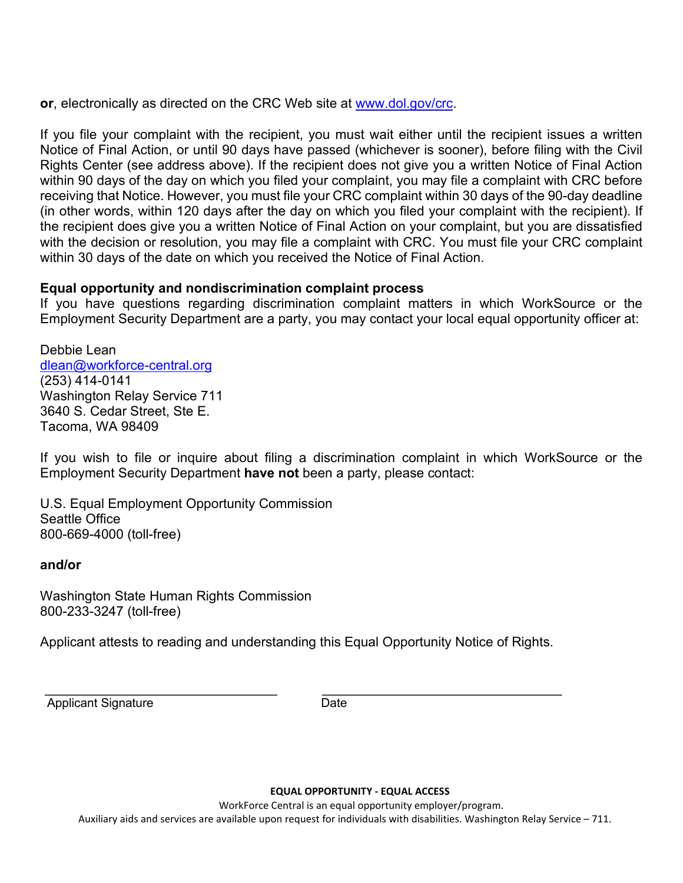**or**, electronically as directed on the CRC Web site at www.dol.gov/crc.

If you file your complaint with the recipient, you must wait either until the recipient issues a written Notice of Final Action, or until 90 days have passed (whichever is sooner), before filing with the Civil Rights Center (see address above). If the recipient does not give you a written Notice of Final Action within 90 days of the day on which you filed your complaint, you may file a complaint with CRC before receiving that Notice. However, you must file your CRC complaint within 30 days of the 90-day deadline (in other words, within 120 days after the day on which you filed your complaint with the recipient). If the recipient does give you a written Notice of Final Action on your complaint, but you are dissatisfied with the decision or resolution, you may file a complaint with CRC. You must file your CRC complaint within 30 days of the date on which you received the Notice of Final Action.

**Equal opportunity and nondiscrimination complaint process**

If you have questions regarding discrimination complaint matters in which WorkSource or the Employment Security Department are a party, you may contact your local equal opportunity officer at:

Debbie Lean
dlean@workforce-central.org
(253) 414-0141
Washington Relay Service 711
3640 S. Cedar Street, Ste E.
Tacoma, WA 98409

If you wish to file or inquire about filing a discrimination complaint in which WorkSource or the Employment Security Department **have not** been a party, please contact:

U.S. Equal Employment Opportunity Commission
Seattle Office
800-669-4000 (toll-free)

**and/or**

Washington State Human Rights Commission
800-233-3247 (toll-free)

Applicant attests to reading and understanding this Equal Opportunity Notice of Rights.

\_\_\_\_\_\_\_\_\_\_\_\_\_\_\_\_\_\_\_\_\_\_\_\_\_\_\_\_\_\_ Applicant Signature

\_\_\_\_\_\_\_\_\_\_\_\_\_\_\_\_\_\_\_\_\_\_\_\_\_\_\_\_\_\_ Date

**EQUAL OPPORTUNITY - EQUAL ACCESS**

WorkForce Central is an equal opportunity employer/program.
Auxiliary aids and services are available upon request for individuals with disabilities. Washington Relay Service – 711.